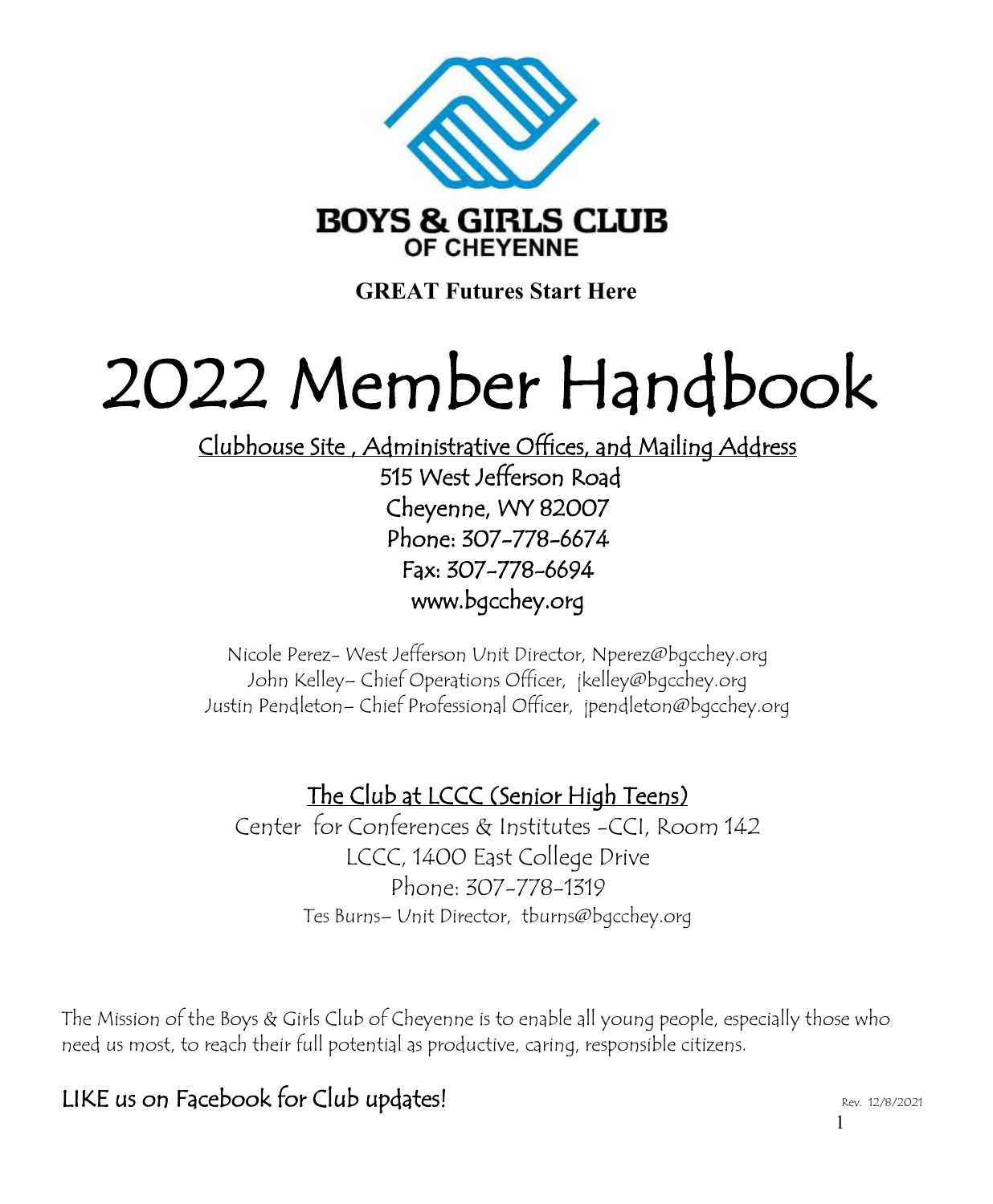BOYS & GIRLS CLUB
OF CHEYENNE

**GREAT Futures Start Here**

# 2022 Member Handbook

Clubhouse Site , Administrative Offices, and Mailing Address

515 West Jefferson Road
Cheyenne, WY 82007
Phone: 307-778-6674
Fax: 307-778-6694
www.bgcchey.org

Nicole Perez- West Jefferson Unit Director, Nperez@bgcchey.org
John Kelley– Chief Operations Officer, jkelley@bgcchey.org
Justin Pendleton– Chief Professional Officer, jpendleton@bgcchey.org

## The Club at LCCC (Senior High Teens)

Center for Conferences & Institutes -CCI, Room 142
LCCC, 1400 East College Drive
Phone: 307-778-1319
Tes Burns– Unit Director, tburns@bgcchey.org

The Mission of the Boys & Girls Club of Cheyenne is to enable all young people, especially those who need us most, to reach their full potential as productive, caring, responsible citizens.

LIKE us on Facebook for Club updates!

Rev. 12/8/2021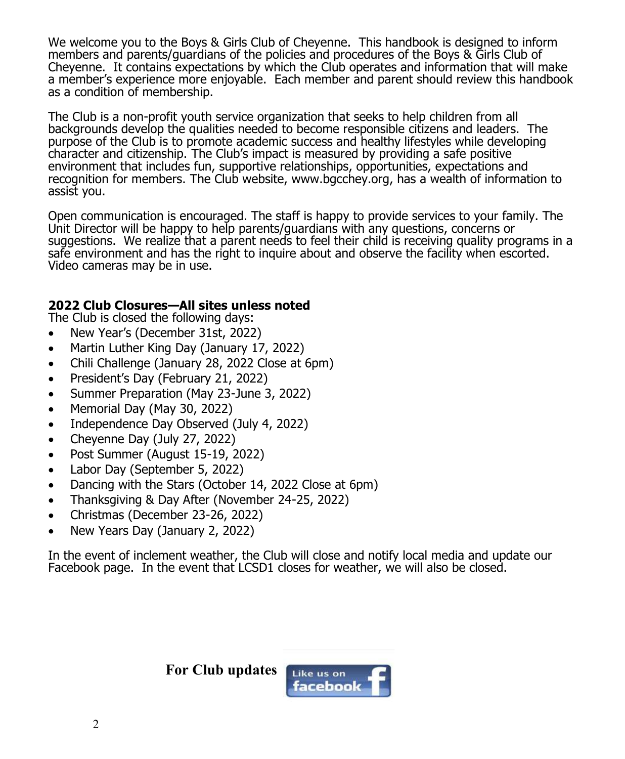We welcome you to the Boys & Girls Club of Cheyenne. This handbook is designed to inform members and parents/guardians of the policies and procedures of the Boys & Girls Club of Cheyenne. It contains expectations by which the Club operates and information that will make a member's experience more enjoyable. Each member and parent should review this handbook as a condition of membership.

The Club is a non-profit youth service organization that seeks to help children from all backgrounds develop the qualities needed to become responsible citizens and leaders. The purpose of the Club is to promote academic success and healthy lifestyles while developing character and citizenship. The Club's impact is measured by providing a safe positive environment that includes fun, supportive relationships, opportunities, expectations and recognition for members. The Club website, www.bgcchey.org, has a wealth of information to assist you.

Open communication is encouraged. The staff is happy to provide services to your family. The Unit Director will be happy to help parents/guardians with any questions, concerns or suggestions. We realize that a parent needs to feel their child is receiving quality programs in a safe environment and has the right to inquire about and observe the facility when escorted. Video cameras may be in use.

**2022 Club Closures—All sites unless noted**

The Club is closed the following days:

- New Year's (December 31st, 2022)
- Martin Luther King Day (January 17, 2022)
- Chili Challenge (January 28, 2022 Close at 6pm)
- President's Day (February 21, 2022)
- Summer Preparation (May 23-June 3, 2022)
- Memorial Day (May 30, 2022)
- Independence Day Observed (July 4, 2022)
- Cheyenne Day (July 27, 2022)
- Post Summer (August 15-19, 2022)
- Labor Day (September 5, 2022)
- Dancing with the Stars (October 14, 2022 Close at 6pm)
- Thanksgiving & Day After (November 24-25, 2022)
- Christmas (December 23-26, 2022)
- New Years Day (January 2, 2022)

In the event of inclement weather, the Club will close and notify local media and update our Facebook page. In the event that LCSD1 closes for weather, we will also be closed.

**For Club updates** Like us on facebook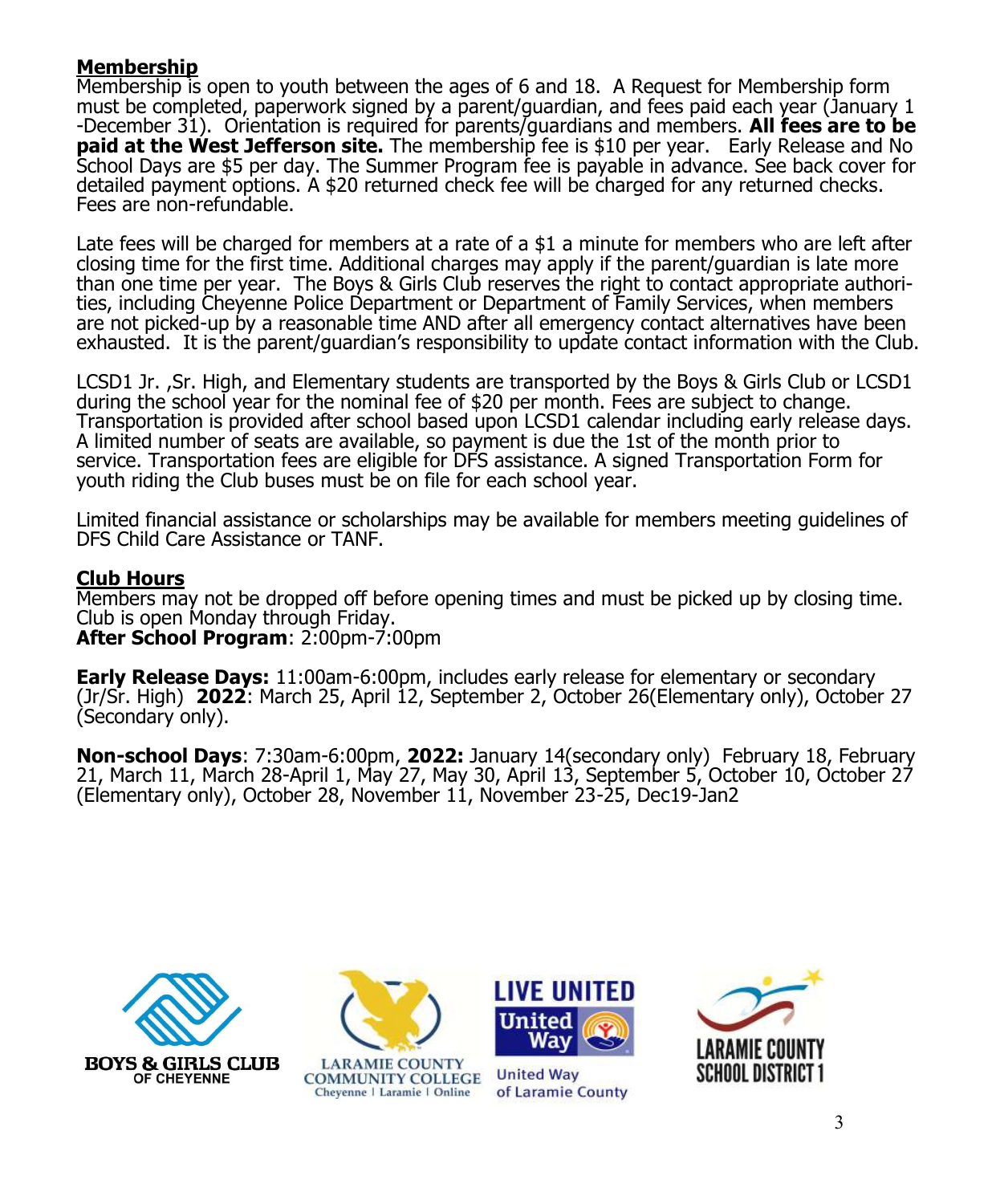## Membership

Membership is open to youth between the ages of 6 and 18. A Request for Membership form must be completed, paperwork signed by a parent/guardian, and fees paid each year (January 1 -December 31). Orientation is required for parents/guardians and members. **All fees are to be paid at the West Jefferson site.** The membership fee is $10 per year. Early Release and No School Days are $5 per day. The Summer Program fee is payable in advance. See back cover for detailed payment options. A $20 returned check fee will be charged for any returned checks. Fees are non-refundable.

Late fees will be charged for members at a rate of a $1 a minute for members who are left after closing time for the first time. Additional charges may apply if the parent/guardian is late more than one time per year. The Boys & Girls Club reserves the right to contact appropriate authorities, including Cheyenne Police Department or Department of Family Services, when members are not picked-up by a reasonable time AND after all emergency contact alternatives have been exhausted. It is the parent/guardian's responsibility to update contact information with the Club.

LCSD1 Jr. ,Sr. High, and Elementary students are transported by the Boys & Girls Club or LCSD1 during the school year for the nominal fee of $20 per month. Fees are subject to change. Transportation is provided after school based upon LCSD1 calendar including early release days. A limited number of seats are available, so payment is due the 1st of the month prior to service. Transportation fees are eligible for DFS assistance. A signed Transportation Form for youth riding the Club buses must be on file for each school year.

Limited financial assistance or scholarships may be available for members meeting guidelines of DFS Child Care Assistance or TANF.

## Club Hours

Members may not be dropped off before opening times and must be picked up by closing time. Club is open Monday through Friday.

**After School Program**: 2:00pm-7:00pm

**Early Release Days:** 11:00am-6:00pm, includes early release for elementary or secondary (Jr/Sr. High) **2022**: March 25, April 12, September 2, October 26(Elementary only), October 27 (Secondary only).

**Non-school Days**: 7:30am-6:00pm, **2022:** January 14(secondary only) February 18, February 21, March 11, March 28-April 1, May 27, May 30, April 13, September 5, October 10, October 27 (Elementary only), October 28, November 11, November 23-25, Dec19-Jan2

BOYS & GIRLS CLUB OF CHEYENNE

LARAMIE COUNTY COMMUNITY COLLEGE Cheyenne | Laramie | Online

LIVE UNITED United Way

United Way of Laramie County

LARAMIE COUNTY SCHOOL DISTRICT 1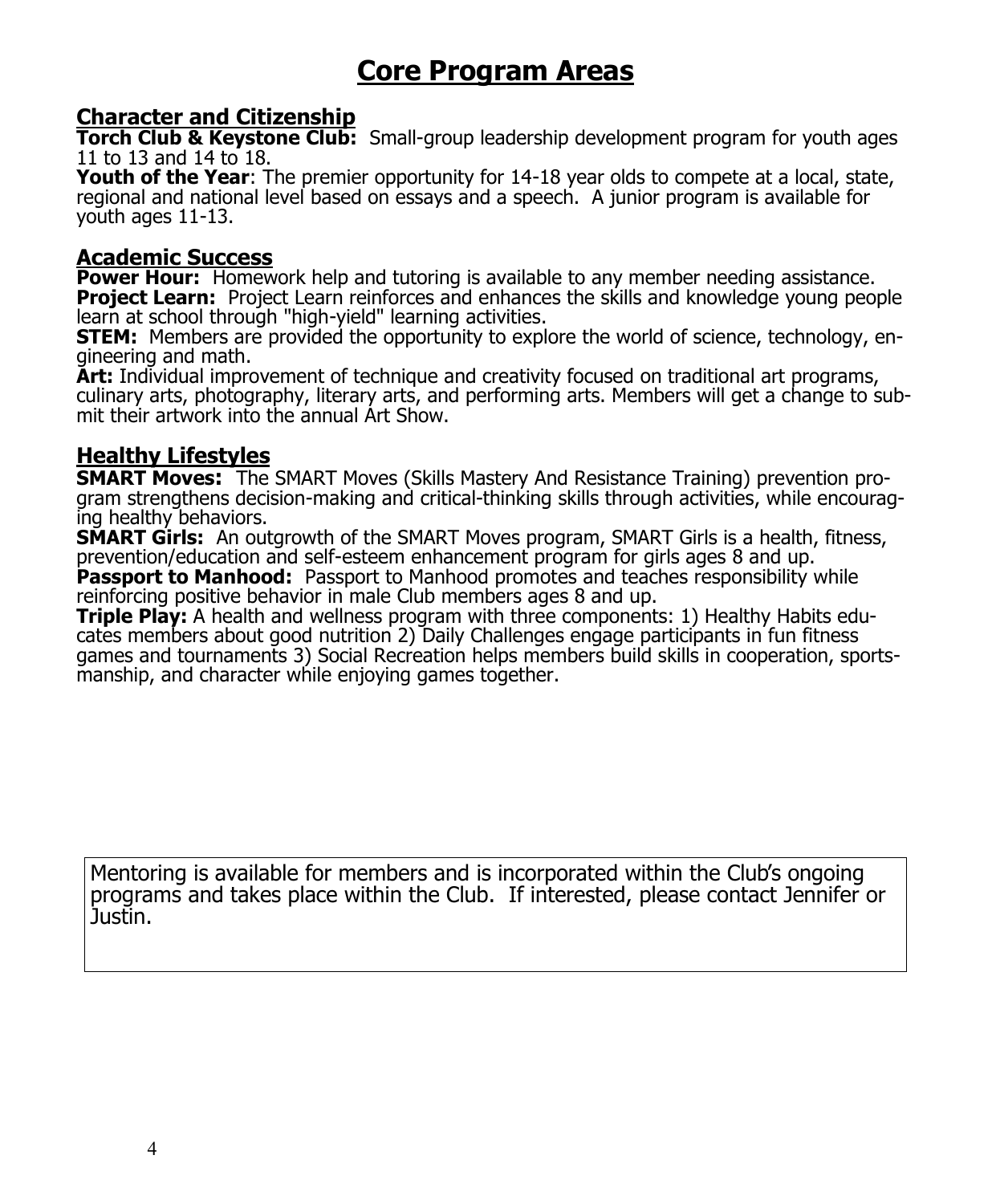# Core Program Areas

## Character and Citizenship

**Torch Club & Keystone Club:** Small-group leadership development program for youth ages 11 to 13 and 14 to 18.

**Youth of the Year**: The premier opportunity for 14-18 year olds to compete at a local, state, regional and national level based on essays and a speech. A junior program is available for youth ages 11-13.

## Academic Success

**Power Hour:** Homework help and tutoring is available to any member needing assistance.

**Project Learn:** Project Learn reinforces and enhances the skills and knowledge young people learn at school through "high-yield" learning activities.

**STEM:** Members are provided the opportunity to explore the world of science, technology, engineering and math.

**Art:** Individual improvement of technique and creativity focused on traditional art programs, culinary arts, photography, literary arts, and performing arts. Members will get a change to submit their artwork into the annual Art Show.

## Healthy Lifestyles

**SMART Moves:** The SMART Moves (Skills Mastery And Resistance Training) prevention program strengthens decision-making and critical-thinking skills through activities, while encouraging healthy behaviors.

**SMART Girls:** An outgrowth of the SMART Moves program, SMART Girls is a health, fitness, prevention/education and self-esteem enhancement program for girls ages 8 and up.

**Passport to Manhood:** Passport to Manhood promotes and teaches responsibility while reinforcing positive behavior in male Club members ages 8 and up.

**Triple Play:** A health and wellness program with three components: 1) Healthy Habits educates members about good nutrition 2) Daily Challenges engage participants in fun fitness games and tournaments 3) Social Recreation helps members build skills in cooperation, sportsmanship, and character while enjoying games together.

Mentoring is available for members and is incorporated within the Club's ongoing programs and takes place within the Club. If interested, please contact Jennifer or Justin.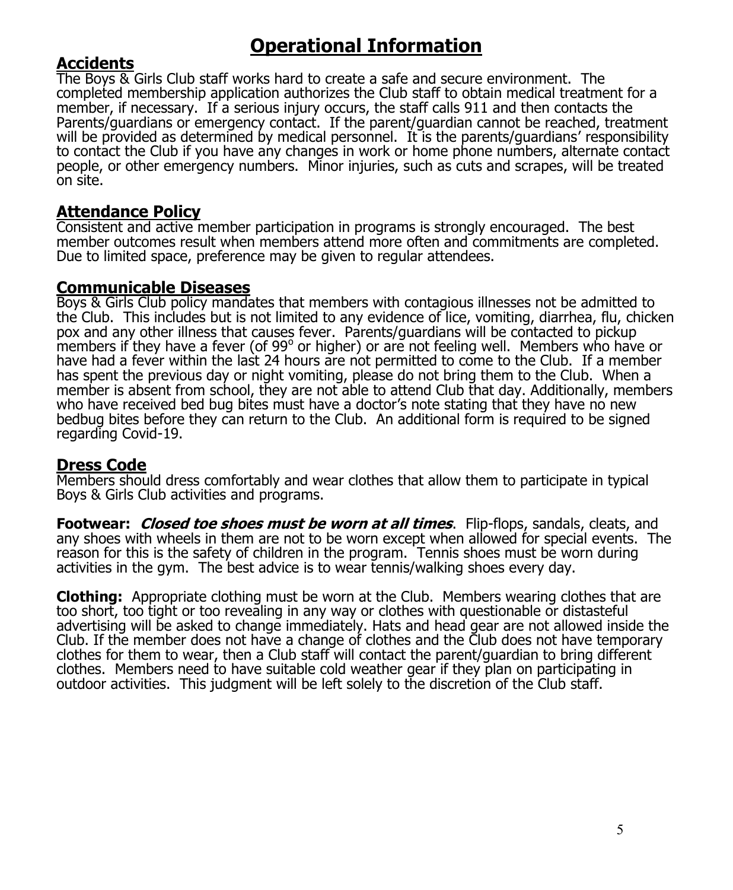# Operational Information

## Accidents

The Boys & Girls Club staff works hard to create a safe and secure environment. The completed membership application authorizes the Club staff to obtain medical treatment for a member, if necessary. If a serious injury occurs, the staff calls 911 and then contacts the Parents/guardians or emergency contact. If the parent/guardian cannot be reached, treatment will be provided as determined by medical personnel. It is the parents/guardians' responsibility to contact the Club if you have any changes in work or home phone numbers, alternate contact people, or other emergency numbers. Minor injuries, such as cuts and scrapes, will be treated on site.

## Attendance Policy

Consistent and active member participation in programs is strongly encouraged. The best member outcomes result when members attend more often and commitments are completed. Due to limited space, preference may be given to regular attendees.

## Communicable Diseases

Boys & Girls Club policy mandates that members with contagious illnesses not be admitted to the Club. This includes but is not limited to any evidence of lice, vomiting, diarrhea, flu, chicken pox and any other illness that causes fever. Parents/guardians will be contacted to pickup members if they have a fever (of 99° or higher) or are not feeling well. Members who have or have had a fever within the last 24 hours are not permitted to come to the Club. If a member has spent the previous day or night vomiting, please do not bring them to the Club. When a member is absent from school, they are not able to attend Club that day. Additionally, members who have received bed bug bites must have a doctor's note stating that they have no new bedbug bites before they can return to the Club. An additional form is required to be signed regarding Covid-19.

## Dress Code

Members should dress comfortably and wear clothes that allow them to participate in typical Boys & Girls Club activities and programs.

**Footwear:** ***Closed toe shoes must be worn at all times***. Flip-flops, sandals, cleats, and any shoes with wheels in them are not to be worn except when allowed for special events. The reason for this is the safety of children in the program. Tennis shoes must be worn during activities in the gym. The best advice is to wear tennis/walking shoes every day.

**Clothing:** Appropriate clothing must be worn at the Club. Members wearing clothes that are too short, too tight or too revealing in any way or clothes with questionable or distasteful advertising will be asked to change immediately. Hats and head gear are not allowed inside the Club. If the member does not have a change of clothes and the Club does not have temporary clothes for them to wear, then a Club staff will contact the parent/guardian to bring different clothes. Members need to have suitable cold weather gear if they plan on participating in outdoor activities. This judgment will be left solely to the discretion of the Club staff.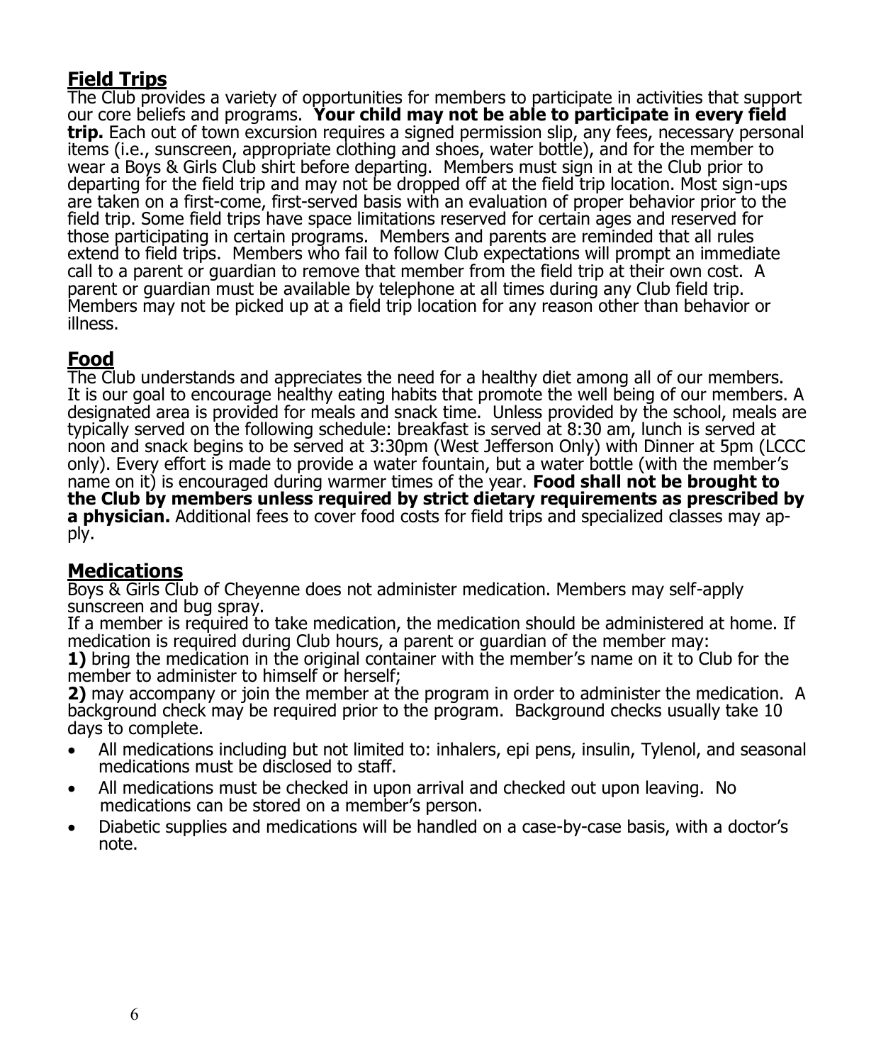## Field Trips

The Club provides a variety of opportunities for members to participate in activities that support our core beliefs and programs. **Your child may not be able to participate in every field trip.** Each out of town excursion requires a signed permission slip, any fees, necessary personal items (i.e., sunscreen, appropriate clothing and shoes, water bottle), and for the member to wear a Boys & Girls Club shirt before departing. Members must sign in at the Club prior to departing for the field trip and may not be dropped off at the field trip location. Most sign-ups are taken on a first-come, first-served basis with an evaluation of proper behavior prior to the field trip. Some field trips have space limitations reserved for certain ages and reserved for those participating in certain programs. Members and parents are reminded that all rules extend to field trips. Members who fail to follow Club expectations will prompt an immediate call to a parent or guardian to remove that member from the field trip at their own cost. A parent or guardian must be available by telephone at all times during any Club field trip. Members may not be picked up at a field trip location for any reason other than behavior or illness.

## Food

The Club understands and appreciates the need for a healthy diet among all of our members. It is our goal to encourage healthy eating habits that promote the well being of our members. A designated area is provided for meals and snack time. Unless provided by the school, meals are typically served on the following schedule: breakfast is served at 8:30 am, lunch is served at noon and snack begins to be served at 3:30pm (West Jefferson Only) with Dinner at 5pm (LCCC only). Every effort is made to provide a water fountain, but a water bottle (with the member's name on it) is encouraged during warmer times of the year. **Food shall not be brought to the Club by members unless required by strict dietary requirements as prescribed by a physician.** Additional fees to cover food costs for field trips and specialized classes may apply.

## Medications

Boys & Girls Club of Cheyenne does not administer medication. Members may self-apply sunscreen and bug spray.

If a member is required to take medication, the medication should be administered at home. If medication is required during Club hours, a parent or guardian of the member may:

**1)** bring the medication in the original container with the member's name on it to Club for the member to administer to himself or herself;

**2)** may accompany or join the member at the program in order to administer the medication. A background check may be required prior to the program. Background checks usually take 10 days to complete.

- All medications including but not limited to: inhalers, epi pens, insulin, Tylenol, and seasonal medications must be disclosed to staff.
- All medications must be checked in upon arrival and checked out upon leaving. No medications can be stored on a member's person.
- Diabetic supplies and medications will be handled on a case-by-case basis, with a doctor's note.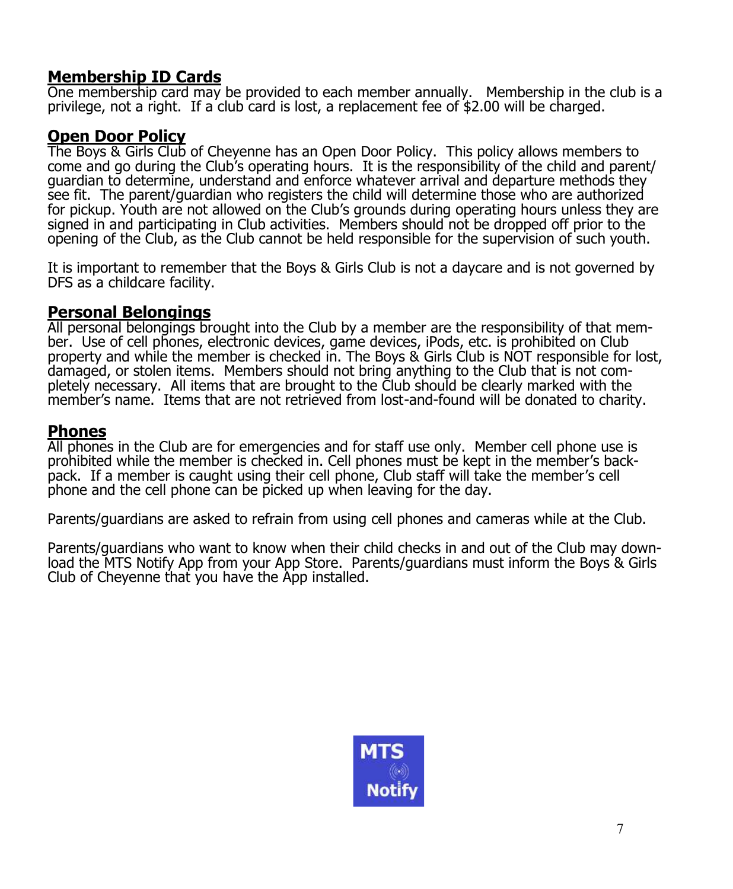## Membership ID Cards

One membership card may be provided to each member annually. Membership in the club is a privilege, not a right. If a club card is lost, a replacement fee of $2.00 will be charged.

## Open Door Policy

The Boys & Girls Club of Cheyenne has an Open Door Policy. This policy allows members to come and go during the Club's operating hours. It is the responsibility of the child and parent/guardian to determine, understand and enforce whatever arrival and departure methods they see fit. The parent/guardian who registers the child will determine those who are authorized for pickup. Youth are not allowed on the Club's grounds during operating hours unless they are signed in and participating in Club activities. Members should not be dropped off prior to the opening of the Club, as the Club cannot be held responsible for the supervision of such youth.

It is important to remember that the Boys & Girls Club is not a daycare and is not governed by DFS as a childcare facility.

## Personal Belongings

All personal belongings brought into the Club by a member are the responsibility of that member. Use of cell phones, electronic devices, game devices, iPods, etc. is prohibited on Club property and while the member is checked in. The Boys & Girls Club is NOT responsible for lost, damaged, or stolen items. Members should not bring anything to the Club that is not completely necessary. All items that are brought to the Club should be clearly marked with the member's name. Items that are not retrieved from lost-and-found will be donated to charity.

## Phones

All phones in the Club are for emergencies and for staff use only. Member cell phone use is prohibited while the member is checked in. Cell phones must be kept in the member's backpack. If a member is caught using their cell phone, Club staff will take the member's cell phone and the cell phone can be picked up when leaving for the day.

Parents/guardians are asked to refrain from using cell phones and cameras while at the Club.

Parents/guardians who want to know when their child checks in and out of the Club may download the MTS Notify App from your App Store. Parents/guardians must inform the Boys & Girls Club of Cheyenne that you have the App installed.

MTS Notify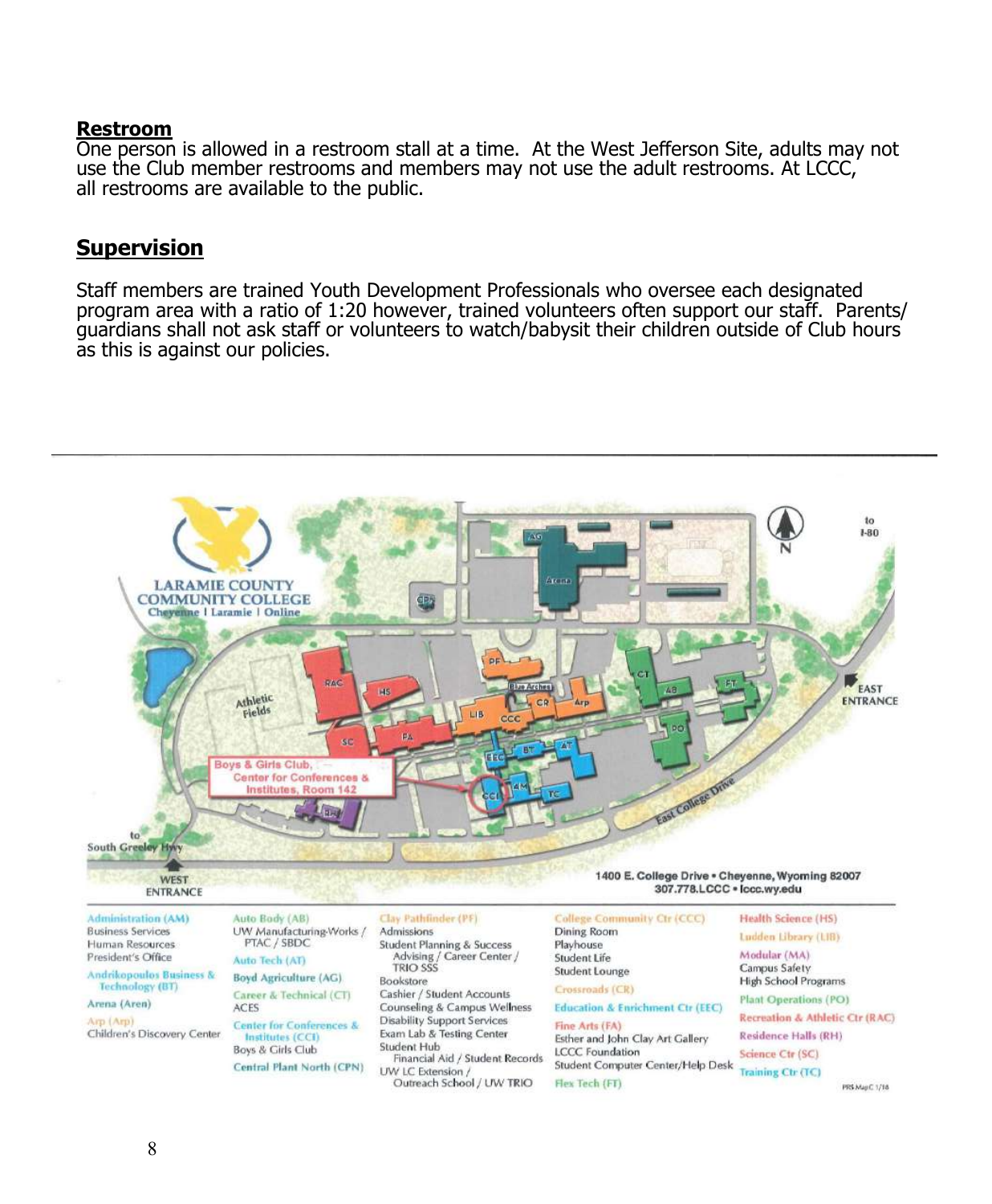## Restroom

One person is allowed in a restroom stall at a time. At the West Jefferson Site, adults may not use the Club member restrooms and members may not use the adult restrooms. At LCCC, all restrooms are available to the public.

## Supervision

Staff members are trained Youth Development Professionals who oversee each designated program area with a ratio of 1:20 however, trained volunteers often support our staff. Parents/guardians shall not ask staff or volunteers to watch/babysit their children outside of Club hours as this is against our policies.

---

LARAMIE COUNTY COMMUNITY COLLEGE
Cheyenne | Laramie | Online

Boys & Girls Club, Center for Conferences & Institutes, Room 142

WEST ENTRANCE

EAST ENTRANCE

to South Greeley Hwy

to I-80

East College Drive

1400 E. College Drive • Cheyenne, Wyoming 82007
307.778.LCCC • lccc.wy.edu

**Administration (AM)**
Business Services
Human Resources
President's Office

**Andrikopoulos Business & Technology (BT)**

**Arena (Aren)**

**Arp (Arp)**
Children's Discovery Center

**Auto Body (AB)**
UW Manufacturing-Works / PTAC / SBDC

**Auto Tech (AT)**

**Boyd Agriculture (AG)**

**Career & Technical (CT)**
ACES

**Center for Conferences & Institutes (CCI)**
Boys & Girls Club

**Central Plant North (CPN)**

**Clay Pathfinder (PF)**
Admissions
Student Planning & Success
Advising / Career Center / TRIO SSS
Bookstore
Cashier / Student Accounts
Counseling & Campus Wellness
Disability Support Services
Exam Lab & Testing Center
Student Hub
Financial Aid / Student Records
UW LC Extension / Outreach School / UW TRIO

**College Community Ctr (CCC)**
Dining Room
Playhouse
Student Life
Student Lounge

**Crossroads (CR)**

**Education & Enrichment Ctr (EEC)**

**Fine Arts (FA)**
Esther and John Clay Art Gallery
LCCC Foundation
Student Computer Center/Help Desk

**Flex Tech (FT)**

**Health Science (HS)**

**Ludden Library (LIB)**

**Modular (MA)**
Campus Safety
High School Programs

**Plant Operations (PO)**

**Recreation & Athletic Ctr (RAC)**

**Residence Halls (RH)**

**Science Ctr (SC)**

**Training Ctr (TC)**

PRS MapC 1/18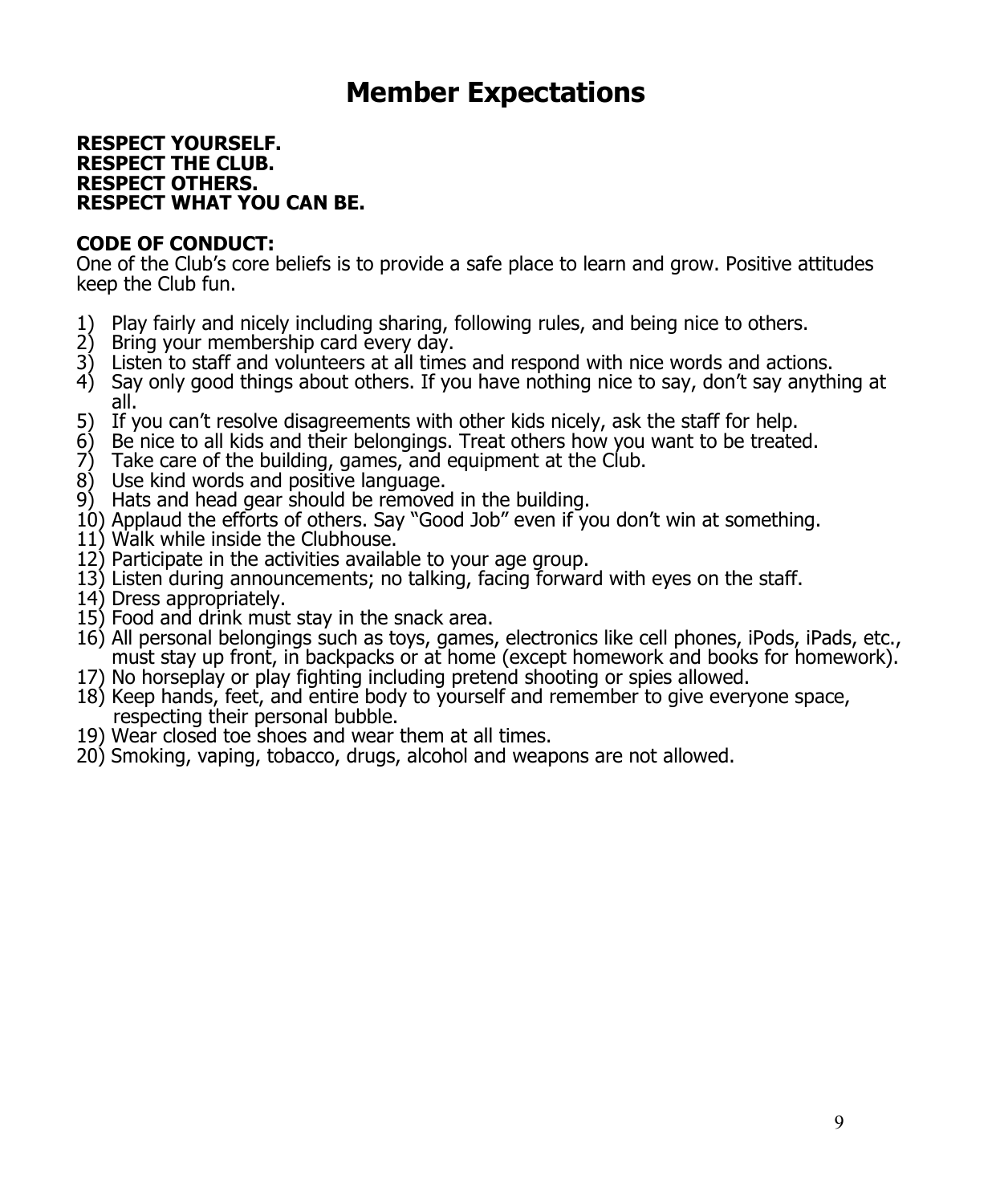# Member Expectations

**RESPECT YOURSELF.**
**RESPECT THE CLUB.**
**RESPECT OTHERS.**
**RESPECT WHAT YOU CAN BE.**

**CODE OF CONDUCT:**
One of the Club's core beliefs is to provide a safe place to learn and grow. Positive attitudes keep the Club fun.

1) Play fairly and nicely including sharing, following rules, and being nice to others.
2) Bring your membership card every day.
3) Listen to staff and volunteers at all times and respond with nice words and actions.
4) Say only good things about others. If you have nothing nice to say, don't say anything at all.
5) If you can't resolve disagreements with other kids nicely, ask the staff for help.
6) Be nice to all kids and their belongings. Treat others how you want to be treated.
7) Take care of the building, games, and equipment at the Club.
8) Use kind words and positive language.
9) Hats and head gear should be removed in the building.
10) Applaud the efforts of others. Say "Good Job" even if you don't win at something.
11) Walk while inside the Clubhouse.
12) Participate in the activities available to your age group.
13) Listen during announcements; no talking, facing forward with eyes on the staff.
14) Dress appropriately.
15) Food and drink must stay in the snack area.
16) All personal belongings such as toys, games, electronics like cell phones, iPods, iPads, etc., must stay up front, in backpacks or at home (except homework and books for homework).
17) No horseplay or play fighting including pretend shooting or spies allowed.
18) Keep hands, feet, and entire body to yourself and remember to give everyone space, respecting their personal bubble.
19) Wear closed toe shoes and wear them at all times.
20) Smoking, vaping, tobacco, drugs, alcohol and weapons are not allowed.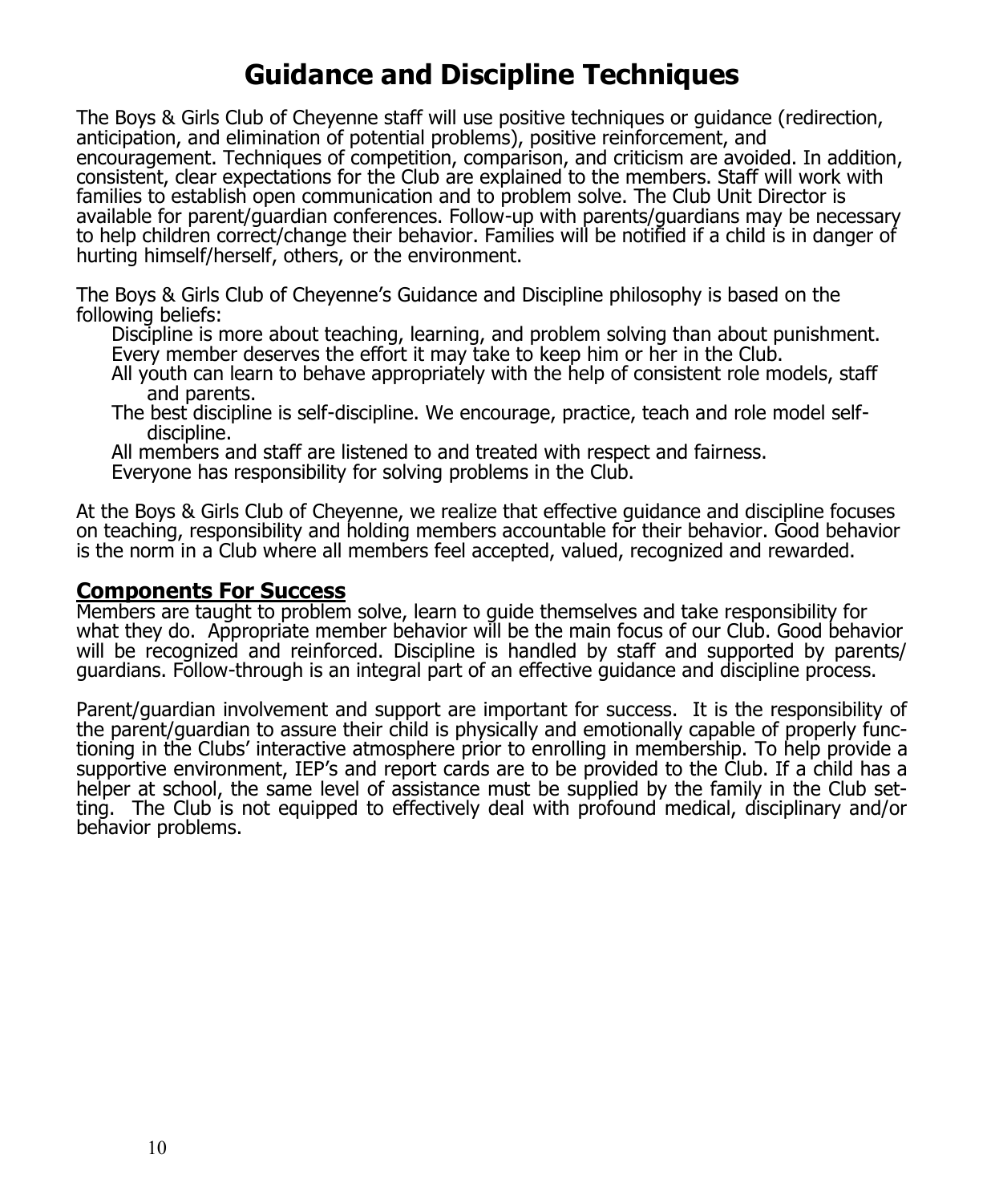# Guidance and Discipline Techniques

The Boys & Girls Club of Cheyenne staff will use positive techniques or guidance (redirection, anticipation, and elimination of potential problems), positive reinforcement, and encouragement. Techniques of competition, comparison, and criticism are avoided. In addition, consistent, clear expectations for the Club are explained to the members. Staff will work with families to establish open communication and to problem solve. The Club Unit Director is available for parent/guardian conferences. Follow-up with parents/guardians may be necessary to help children correct/change their behavior. Families will be notified if a child is in danger of hurting himself/herself, others, or the environment.

The Boys & Girls Club of Cheyenne's Guidance and Discipline philosophy is based on the following beliefs:

- Discipline is more about teaching, learning, and problem solving than about punishment.
- Every member deserves the effort it may take to keep him or her in the Club.
- All youth can learn to behave appropriately with the help of consistent role models, staff and parents.
- The best discipline is self-discipline. We encourage, practice, teach and role model self-discipline.
- All members and staff are listened to and treated with respect and fairness.
- Everyone has responsibility for solving problems in the Club.

At the Boys & Girls Club of Cheyenne, we realize that effective guidance and discipline focuses on teaching, responsibility and holding members accountable for their behavior. Good behavior is the norm in a Club where all members feel accepted, valued, recognized and rewarded.

## Components For Success

Members are taught to problem solve, learn to guide themselves and take responsibility for what they do. Appropriate member behavior will be the main focus of our Club. Good behavior will be recognized and reinforced. Discipline is handled by staff and supported by parents/guardians. Follow-through is an integral part of an effective guidance and discipline process.

Parent/guardian involvement and support are important for success. It is the responsibility of the parent/guardian to assure their child is physically and emotionally capable of properly functioning in the Clubs' interactive atmosphere prior to enrolling in membership. To help provide a supportive environment, IEP's and report cards are to be provided to the Club. If a child has a helper at school, the same level of assistance must be supplied by the family in the Club setting. The Club is not equipped to effectively deal with profound medical, disciplinary and/or behavior problems.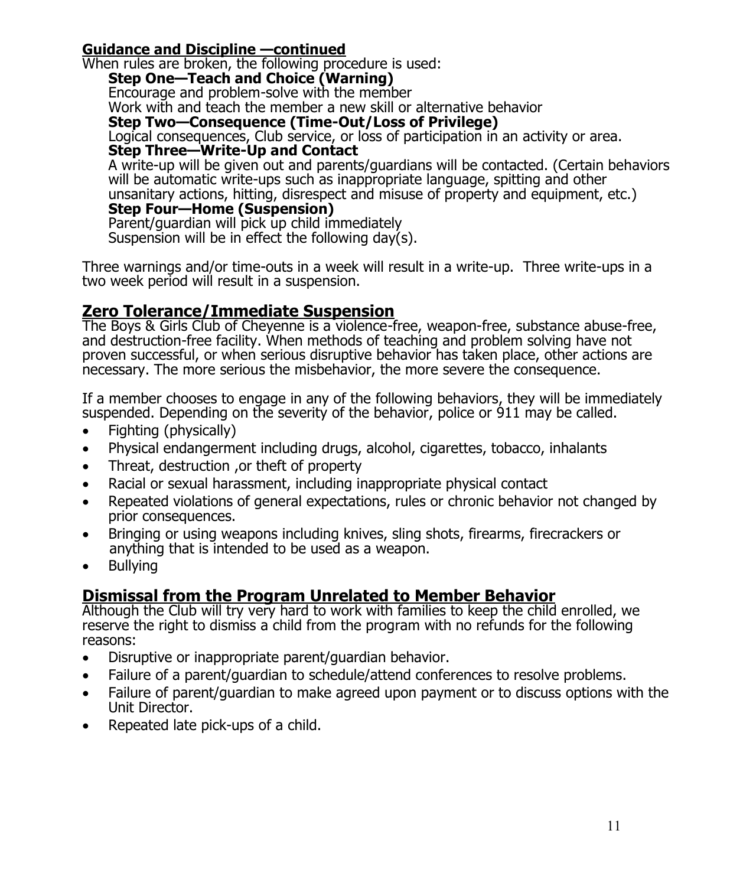**Guidance and Discipline —continued**

When rules are broken, the following procedure is used:

**Step One—Teach and Choice (Warning)**
Encourage and problem-solve with the member
Work with and teach the member a new skill or alternative behavior

**Step Two—Consequence (Time-Out/Loss of Privilege)**
Logical consequences, Club service, or loss of participation in an activity or area.

**Step Three—Write-Up and Contact**
A write-up will be given out and parents/guardians will be contacted. (Certain behaviors will be automatic write-ups such as inappropriate language, spitting and other unsanitary actions, hitting, disrespect and misuse of property and equipment, etc.)

**Step Four—Home (Suspension)**
Parent/guardian will pick up child immediately
Suspension will be in effect the following day(s).

Three warnings and/or time-outs in a week will result in a write-up. Three write-ups in a two week period will result in a suspension.

## Zero Tolerance/Immediate Suspension

The Boys & Girls Club of Cheyenne is a violence-free, weapon-free, substance abuse-free, and destruction-free facility. When methods of teaching and problem solving have not proven successful, or when serious disruptive behavior has taken place, other actions are necessary. The more serious the misbehavior, the more severe the consequence.

If a member chooses to engage in any of the following behaviors, they will be immediately suspended. Depending on the severity of the behavior, police or 911 may be called.

- Fighting (physically)
- Physical endangerment including drugs, alcohol, cigarettes, tobacco, inhalants
- Threat, destruction ,or theft of property
- Racial or sexual harassment, including inappropriate physical contact
- Repeated violations of general expectations, rules or chronic behavior not changed by prior consequences.
- Bringing or using weapons including knives, sling shots, firearms, firecrackers or anything that is intended to be used as a weapon.
- Bullying

## Dismissal from the Program Unrelated to Member Behavior

Although the Club will try very hard to work with families to keep the child enrolled, we reserve the right to dismiss a child from the program with no refunds for the following reasons:

- Disruptive or inappropriate parent/guardian behavior.
- Failure of a parent/guardian to schedule/attend conferences to resolve problems.
- Failure of parent/guardian to make agreed upon payment or to discuss options with the Unit Director.
- Repeated late pick-ups of a child.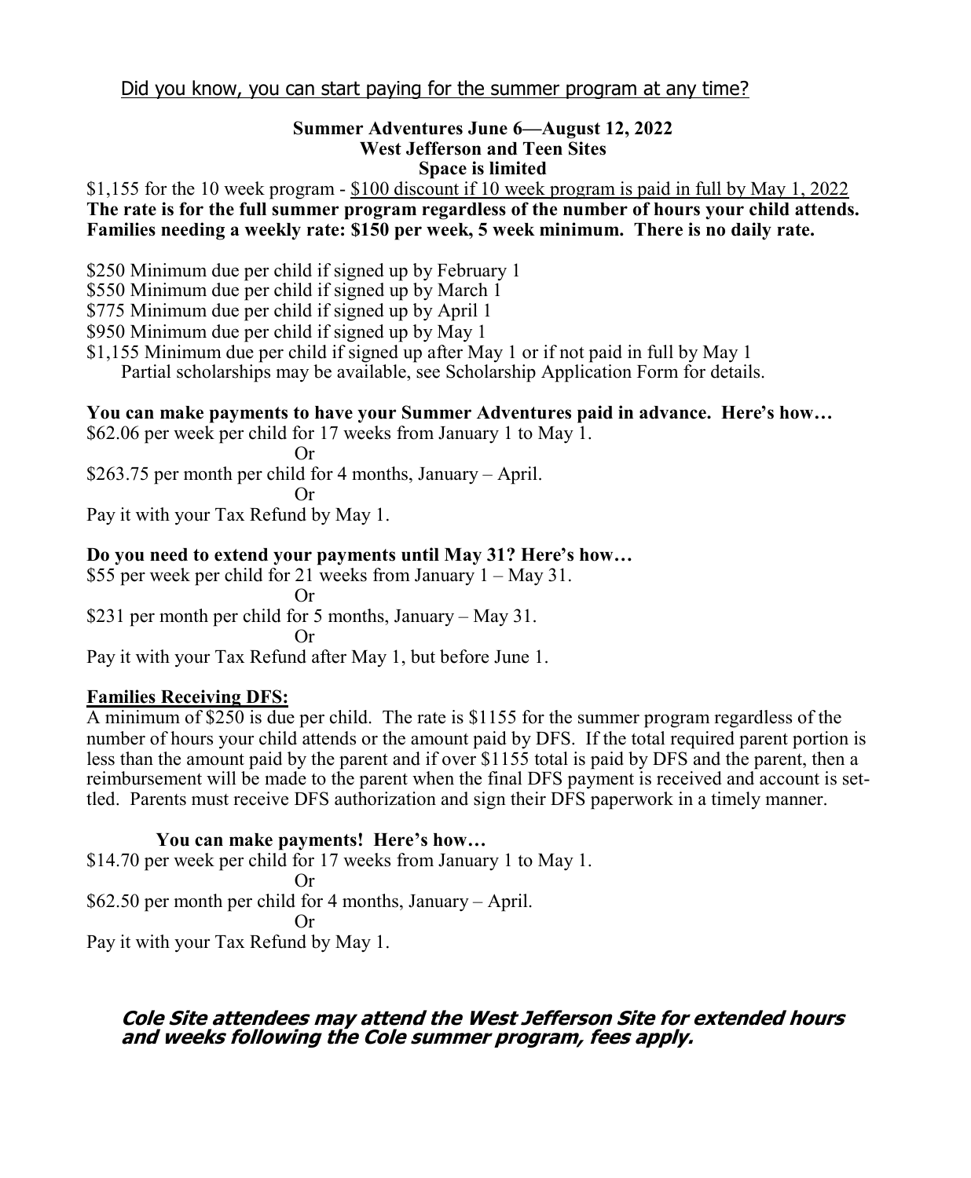Did you know, you can start paying for the summer program at any time?

**Summer Adventures June 6—August 12, 2022**
**West Jefferson and Teen Sites**
**Space is limited**

$1,155 for the 10 week program - $100 discount if 10 week program is paid in full by May 1, 2022
**The rate is for the full summer program regardless of the number of hours your child attends.**
**Families needing a weekly rate: $150 per week, 5 week minimum. There is no daily rate.**

$250 Minimum due per child if signed up by February 1
$550 Minimum due per child if signed up by March 1
$775 Minimum due per child if signed up by April 1
$950 Minimum due per child if signed up by May 1
$1,155 Minimum due per child if signed up after May 1 or if not paid in full by May 1
Partial scholarships may be available, see Scholarship Application Form for details.

**You can make payments to have your Summer Adventures paid in advance. Here's how…**
$62.06 per week per child for 17 weeks from January 1 to May 1.
Or
$263.75 per month per child for 4 months, January – April.
Or
Pay it with your Tax Refund by May 1.

**Do you need to extend your payments until May 31? Here's how…**
$55 per week per child for 21 weeks from January 1 – May 31.
Or
$231 per month per child for 5 months, January – May 31.
Or
Pay it with your Tax Refund after May 1, but before June 1.

**Families Receiving DFS:**
A minimum of $250 is due per child. The rate is $1155 for the summer program regardless of the number of hours your child attends or the amount paid by DFS. If the total required parent portion is less than the amount paid by the parent and if over $1155 total is paid by DFS and the parent, then a reimbursement will be made to the parent when the final DFS payment is received and account is settled. Parents must receive DFS authorization and sign their DFS paperwork in a timely manner.

**You can make payments! Here's how…**
$14.70 per week per child for 17 weeks from January 1 to May 1.
Or
$62.50 per month per child for 4 months, January – April.
Or
Pay it with your Tax Refund by May 1.

***Cole Site attendees may attend the West Jefferson Site for extended hours and weeks following the Cole summer program, fees apply.***